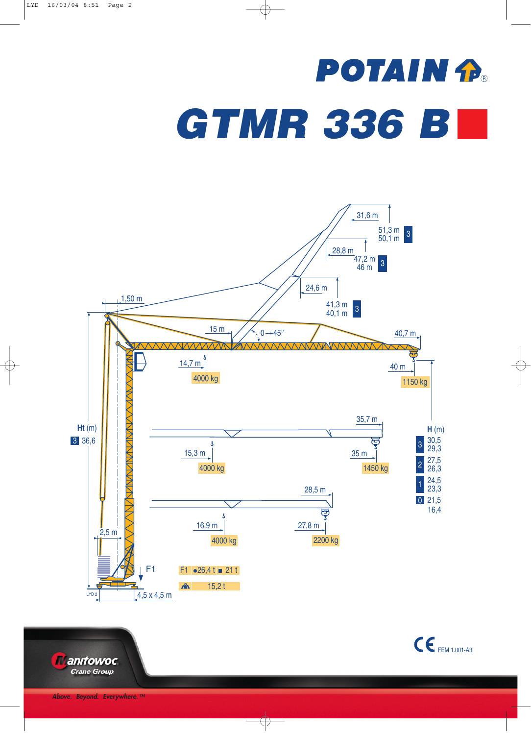# POTAIN

# GTMR 336 B

1,50 m

31,6 m — 51,3 m / 50,1 m [3]

28,8 m — 47,2 m / 46 m [3]

24,6 m — 41,3 m / 40,1 m [3]

15 m

0 → 45°

40,7 m

14,7 m — 4000 kg

40 m — 1150 kg

Ht (m)
[3] 36,6

35,7 m

15,3 m — 4000 kg

35 m — 1450 kg

28,5 m

16,9 m — 4000 kg

27,8 m — 2200 kg

H (m)

| | |
|---|---|
| 3 | 30,5 / 29,3 |
| 2 | 27,5 / 26,3 |
| 1 | 24,5 / 23,3 |
| 0 | 21,5 / 16,4 |

2,5 m

F1

4,5 x 4,5 m

LYD 2

| | | |
|---|---|---|
| F1 | ●26,4 t | ■ 21 t |
| | 15,2 t | |

CE FEM 1.001-A3

Manitowoc Crane Group

*Above. Beyond. Everywhere.™*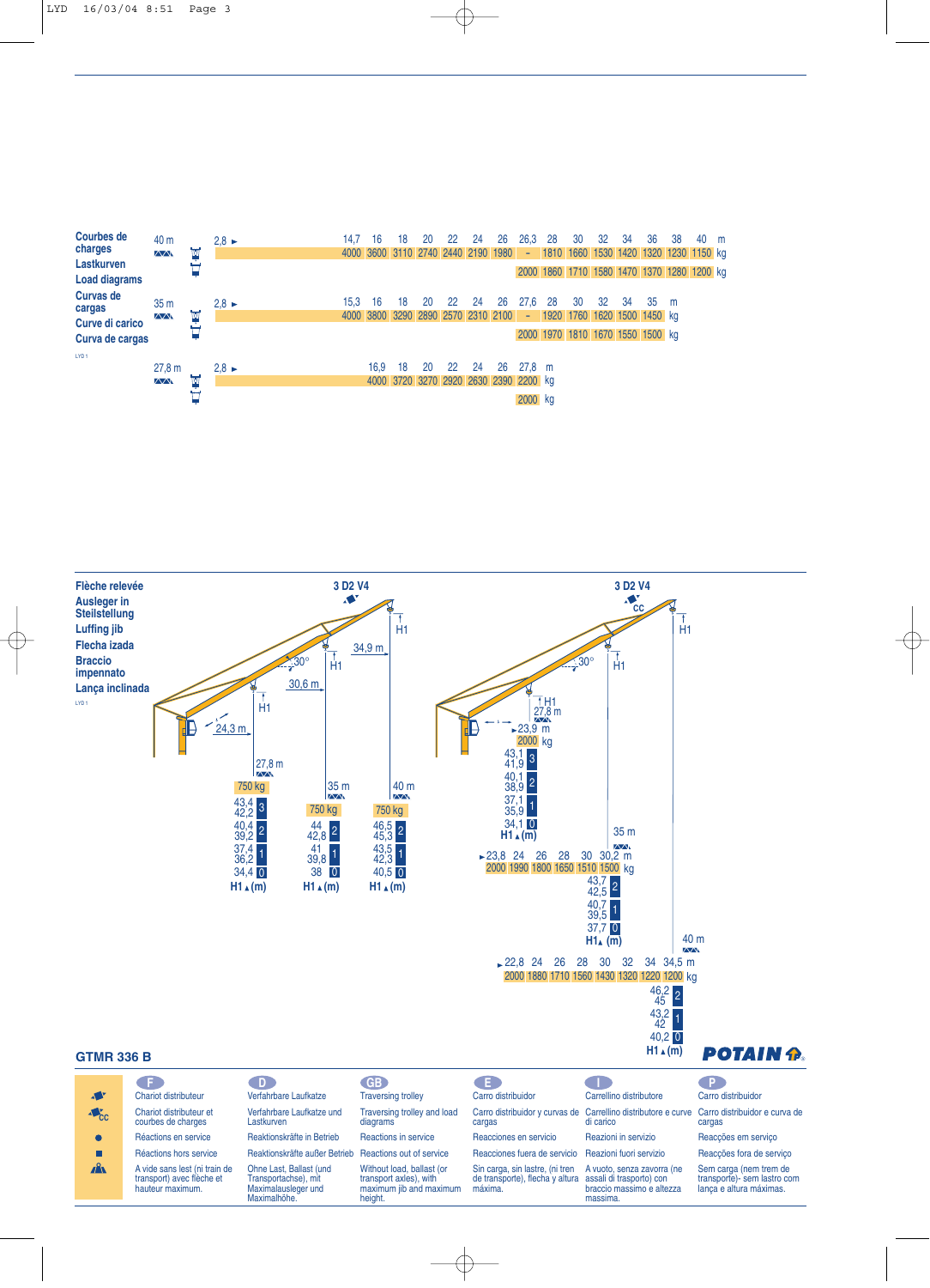## Courbes de charges / Lastkurven / Load diagrams / Curvas de cargas / Curve di carico / Curva de cargas

LYD 1

**40 m** (2,8 ►)

| m | 14,7 | 16 | 18 | 20 | 22 | 24 | 26 | 26,3 | 28 | 30 | 32 | 34 | 36 | 38 | 40 |
|---|---|---|---|---|---|---|---|---|---|---|---|---|---|---|---|
| kg | 4000 | 3600 | 3110 | 2740 | 2440 | 2190 | 1980 | - | 1810 | 1660 | 1530 | 1420 | 1320 | 1230 | 1150 |
| kg | | | | | | | | 2000 | 1860 | 1710 | 1580 | 1470 | 1370 | 1280 | 1200 |

**35 m** (2,8 ►)

| m | 15,3 | 16 | 18 | 20 | 22 | 24 | 26 | 27,6 | 28 | 30 | 32 | 34 | 35 |
|---|---|---|---|---|---|---|---|---|---|---|---|---|---|
| kg | 4000 | 3800 | 3290 | 2890 | 2570 | 2310 | 2100 | - | 1920 | 1760 | 1620 | 1500 | 1450 |
| kg | | | | | | | | 2000 | 1970 | 1810 | 1670 | 1550 | 1500 |

**27,8 m** (2,8 ►)

| m | 16,9 | 18 | 20 | 22 | 24 | 26 | 27,8 |
|---|---|---|---|---|---|---|---|
| kg | 4000 | 3720 | 3270 | 2920 | 2630 | 2390 | 2200 |
| kg | | | | | | | 2000 |

## Flèche relevée / Ausleger in Steilstellung / Luffing jib / Flecha izada / Braccio impennato / Lança inclinada

LYD 1

**3 D2 V4** (30°; 24,3 m; 30,6 m; 34,9 m)

27,8 m – 750 kg

| H1 (m) | |
|---|---|
| 43,4 / 42,2 | 3 |
| 40,4 / 39,2 | 2 |
| 37,4 / 36,2 | 1 |
| 34,4 | 0 |

35 m – 750 kg

| H1 (m) | |
|---|---|
| 44 / 42,8 | 2 |
| 41 / 39,8 | 1 |
| 38 | 0 |

40 m – 750 kg

| H1 (m) | |
|---|---|
| 46,5 / 45,3 | 2 |
| 43,5 / 42,3 | 1 |
| 40,5 | 0 |

**3 D2 V4 cc** (30°)

27,8 m: ►23,9 m – 2000 kg

| H1 (m) | |
|---|---|
| 43,1 / 41,9 | 3 |
| 40,1 / 38,9 | 2 |
| 37,1 / 35,9 | 1 |
| 34,1 | 0 |

35 m:

| m | ►23,8 | 24 | 26 | 28 | 30 | 30,2 |
|---|---|---|---|---|---|---|
| kg | 2000 | 1990 | 1800 | 1650 | 1510 | 1500 |

| H1 (m) | |
|---|---|
| 43,7 / 42,5 | 2 |
| 40,7 / 39,5 | 1 |
| 37,7 | 0 |

40 m:

| m | ►22,8 | 24 | 26 | 28 | 30 | 32 | 34 | 34,5 |
|---|---|---|---|---|---|---|---|---|
| kg | 2000 | 1880 | 1710 | 1560 | 1430 | 1320 | 1220 | 1200 |

| H1 (m) | |
|---|---|
| 46,2 / 45 | 2 |
| 43,2 / 42 | 1 |
| 40,2 | 0 |

**GTMR 336 B**

POTAIN

| | F | D | GB | E | I | P |
|---|---|---|---|---|---|---|
| | Chariot distributeur | Verfahrbare Laufkatze | Traversing trolley | Carro distribuidor | Carrellino distributore | Carro distribuidor |
| cc | Chariot distributeur et courbes de charges | Verfahrbare Laufkatze und Lastkurven | Traversing trolley and load diagrams | Carro distribuidor y curvas de cargas | Carrellino distributore e curve di carico | Carro distribuidor e curva de cargas |
| ● | Réactions en service | Reaktionskräfte in Betrieb | Reactions in service | Reacciones en servicio | Reazioni in servizio | Reacções em serviço |
| ■ | Réactions hors service | Reaktionskräfte außer Betrieb | Reactions out of service | Reacciones fuera de servicio | Reazioni fuori servizio | Reacções fora de serviço |
| | A vide sans lest (ni train de transport) avec flèche et hauteur maximum. | Ohne Last, Ballast (und Transportachse), mit Maximalausleger und Maximalhöhe. | Without load, ballast (or transport axles), with maximum jib and maximum height. | Sin carga, sin lastre, (ni tren de transporte), flecha y altura máxima. | A vuoto, senza zavorra (ne assali di trasporto) con braccio massimo e altezza massima. | Sem carga (nem trem de transporte)- sem lastro com lança e altura máximas. |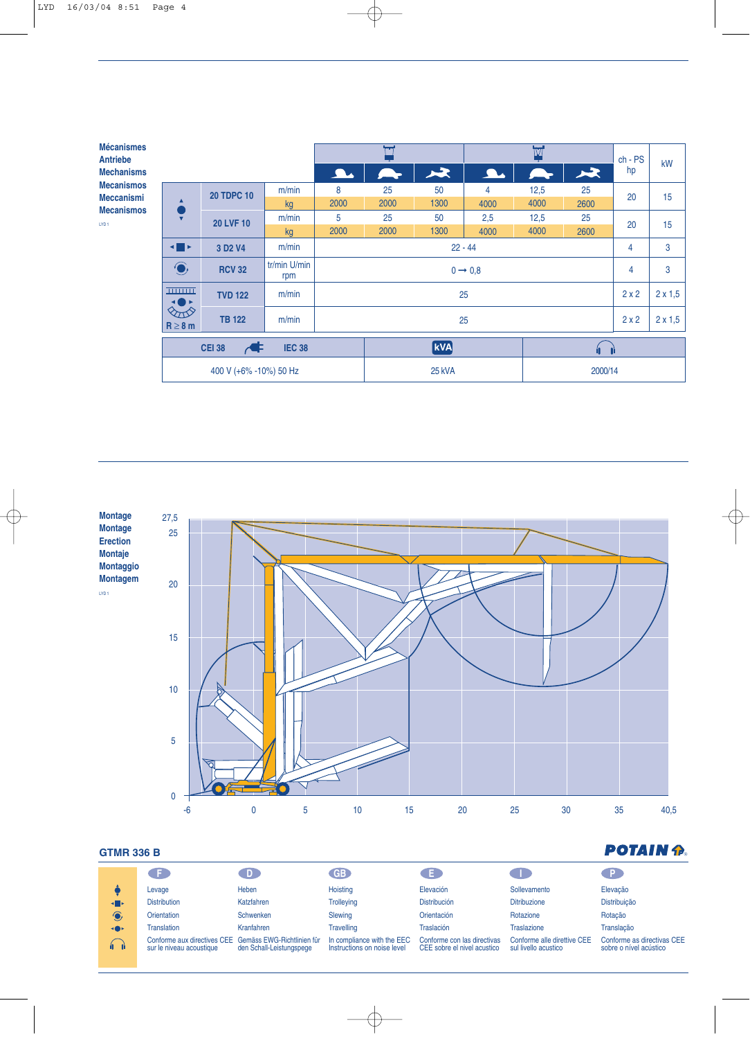**Mécanismes**
**Antriebe**
**Mechanisms**
**Mecanismos**
**Meccanismi**
**Mecanismos**

LYD 1

| | | | Hoisting (1 fall) | | | Hoisting (2 falls) | | | ch - PS hp | kW |
|---|---|---|---|---|---|---|---|---|---|---|
| | | | Slow | Medium | Fast | Slow | Medium | Fast | | |
| Hoisting | 20 TDPC 10 | m/min | 8 | 25 | 50 | 4 | 12,5 | 25 | 20 | 15 |
| | | kg | 2000 | 2000 | 1300 | 4000 | 4000 | 2600 | | |
| | 20 LVF 10 | m/min | 5 | 25 | 50 | 2,5 | 12,5 | 25 | 20 | 15 |
| | | kg | 2000 | 2000 | 1300 | 4000 | 4000 | 2600 | | |
| Trolleying | 3 D2 V4 | m/min | 22 - 44 | | | | | | 4 | 3 |
| Slewing | RCV 32 | tr/min U/min rpm | 0 → 0,8 | | | | | | 4 | 3 |
| Travelling R ≥ 8 m | TVD 122 | m/min | 25 | | | | | | 2 x 2 | 2 x 1,5 |
| | TB 122 | m/min | 25 | | | | | | 2 x 2 | 2 x 1,5 |

| CEI 38 IEC 38 | kVA | Noise |
|---|---|---|
| 400 V (+6% -10%) 50 Hz | 25 kVA | 2000/14 |

**Montage**
**Montage**
**Erection**
**Montaje**
**Montaggio**
**Montagem**

LYD 1

## GTMR 336 B

POTAIN

| | F | D | GB | E | I | P |
|---|---|---|---|---|---|---|
| Hoisting | Levage | Heben | Hoisting | Elevación | Sollevamento | Elevação |
| Trolleying | Distribution | Katzfahren | Trolleying | Distribución | Ditribuzione | Distribuição |
| Slewing | Orientation | Schwenken | Slewing | Orientación | Rotazione | Rotação |
| Travelling | Translation | Kranfahren | Travelling | Traslación | Traslazione | Translação |
| Noise | Conforme aux directives CEE sur le niveau acoustique | Gemäss EWG-Richtlinien für den Schall-Leistungspege | In compliance with the EEC Instructions on noise level | Conforme con las directivas CEE sobre el nivel acustico | Conforme alle direttive CEE sul livello acustico | Conforme as directivas CEE sobre o nível acústico |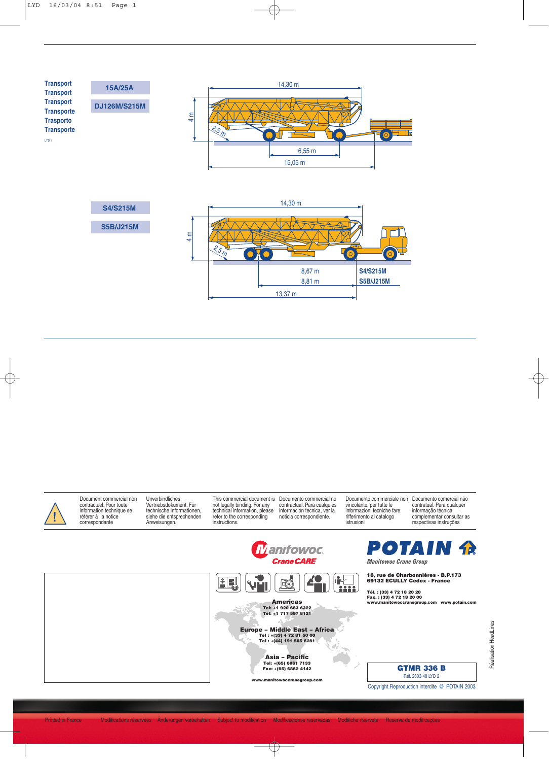Transport
Transport
Transport
Transporte
Trasporto
Transporte

LYD 1

**15A/25A**

**DJ126M/S215M**

14,30 m

4 m

2,5 m

6,55 m

15,05 m

**S4/S215M**

**S5B/J215M**

14,30 m

4 m

2,5 m

8,67 m

8,81 m

S4/S215M

S5B/J215M

13,37 m

Document commercial non contractuel. Pour toute information technique se référer à la notice correspondante

Unverbindliches Vertriebsdokument. Für technische Informationen, siehe die entsprechenden Anweisungen.

This commercial document is not legally binding. For any technical information, please refer to the corresponding instructions.

Documento commercial no contractual. Para cualquier información tecnica, ver la noticia correspondiente.

Documento commerciale non vincolante, per tutte le informazioni tecniche fare rifferimento al catalogo istrusioni

Documento comercial não contratual. Para qualquer informação técnica complementar consultar as respectivas instruções

Manitowoc Crane CARE

**Americas**
Tel: +1 920 683 6322
Tel: +1 717 597 8121

**Europe – Middle East – Africa**
Tel : +(33) 4 72 81 50 00
Tel : +(44) 191 565 6281

**Asia – Pacific**
Tel: +(65) 6861 7133
Fax: +(65) 6862 4142

www.manitowoccranegroup.com

**POTAIN**

*Manitowoc Crane Group*

**18, rue de Charbonnières - B.P.173**
**69132 ECULLY Cedex - France**

**Tél. : (33) 4 72 18 20 20**
**Fax. : (33) 4 72 18 20 00**
**www.manitowoccranegroup.com www.potain.com**

**GTMR 336 B**
Réf. 2003 48 LYD 2

Copyright.Reproduction interdite © POTAIN 2003

Réalisation HeadLines

Printed in France Modifications réservées Änderungen vorbehalten Subject to modification Modificaciones reservadas Modifiche riservate Reserva de modificações